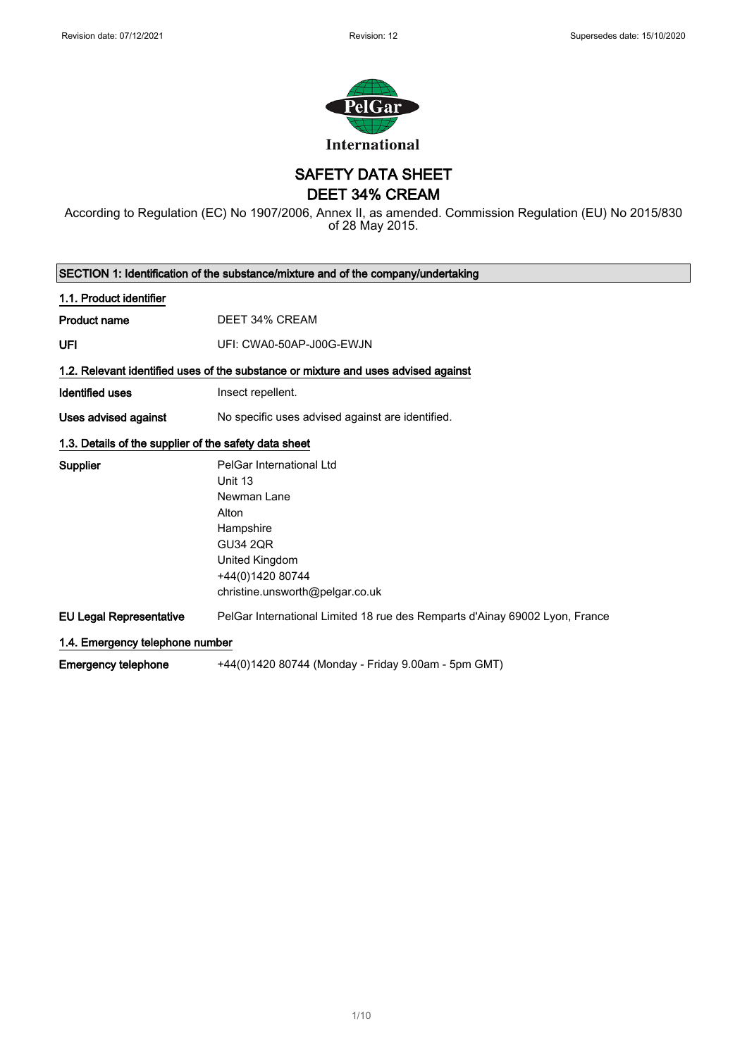Revision date: 07/12/2021 Revision: 12 Supersedes date: 15/10/2020

International

# SAFETY DATA SHEET
# DEET 34% CREAM

According to Regulation (EC) No 1907/2006, Annex II, as amended. Commission Regulation (EU) No 2015/830 of 28 May 2015.

## SECTION 1: Identification of the substance/mixture and of the company/undertaking

### 1.1. Product identifier

| | |
|---|---|
| **Product name** | DEET 34% CREAM |
| **UFI** | UFI: CWA0-50AP-J00G-EWJN |

### 1.2. Relevant identified uses of the substance or mixture and uses advised against

| | |
|---|---|
| **Identified uses** | Insect repellent. |
| **Uses advised against** | No specific uses advised against are identified. |

### 1.3. Details of the supplier of the safety data sheet

| | |
|---|---|
| **Supplier** | PelGar International Ltd<br>Unit 13<br>Newman Lane<br>Alton<br>Hampshire<br>GU34 2QR<br>United Kingdom<br>+44(0)1420 80744<br>christine.unsworth@pelgar.co.uk |
| **EU Legal Representative** | PelGar International Limited 18 rue des Remparts d'Ainay 69002 Lyon, France |

### 1.4. Emergency telephone number

| | |
|---|---|
| **Emergency telephone** | +44(0)1420 80744 (Monday - Friday 9.00am - 5pm GMT) |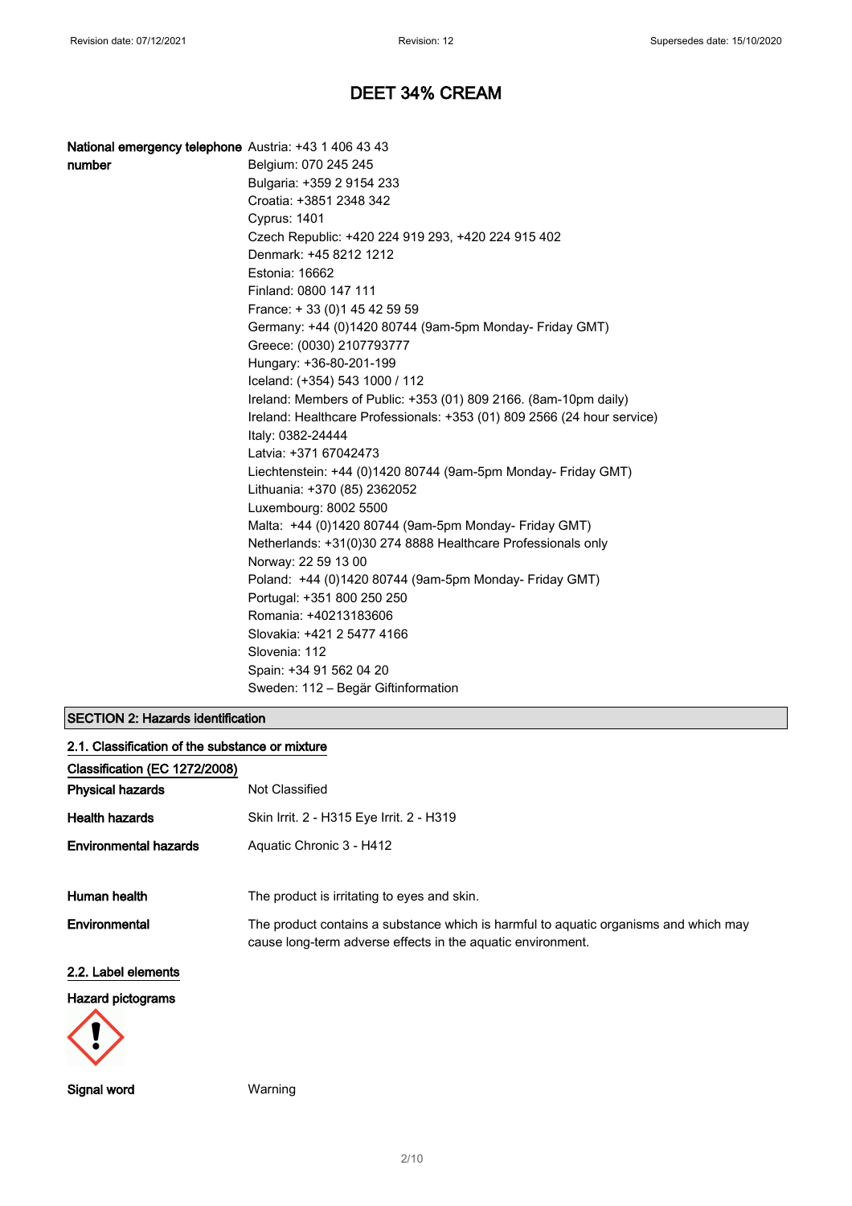# DEET 34% CREAM

| | |
|---|---|
| **National emergency telephone number** | Austria: +43 1 406 43 43<br>Belgium: 070 245 245<br>Bulgaria: +359 2 9154 233<br>Croatia: +3851 2348 342<br>Cyprus: 1401<br>Czech Republic: +420 224 919 293, +420 224 915 402<br>Denmark: +45 8212 1212<br>Estonia: 16662<br>Finland: 0800 147 111<br>France: + 33 (0)1 45 42 59 59<br>Germany: +44 (0)1420 80744 (9am-5pm Monday- Friday GMT)<br>Greece: (0030) 2107793777<br>Hungary: +36-80-201-199<br>Iceland: (+354) 543 1000 / 112<br>Ireland: Members of Public: +353 (01) 809 2166. (8am-10pm daily)<br>Ireland: Healthcare Professionals: +353 (01) 809 2566 (24 hour service)<br>Italy: 0382-24444<br>Latvia: +371 67042473<br>Liechtenstein: +44 (0)1420 80744 (9am-5pm Monday- Friday GMT)<br>Lithuania: +370 (85) 2362052<br>Luxembourg: 8002 5500<br>Malta: +44 (0)1420 80744 (9am-5pm Monday- Friday GMT)<br>Netherlands: +31(0)30 274 8888 Healthcare Professionals only<br>Norway: 22 59 13 00<br>Poland: +44 (0)1420 80744 (9am-5pm Monday- Friday GMT)<br>Portugal: +351 800 250 250<br>Romania: +40213183606<br>Slovakia: +421 2 5477 4166<br>Slovenia: 112<br>Spain: +34 91 562 04 20<br>Sweden: 112 – Begär Giftinformation |

## SECTION 2: Hazards identification

### 2.1. Classification of the substance or mixture

**Classification (EC 1272/2008)**

| | |
|---|---|
| **Physical hazards** | Not Classified |
| **Health hazards** | Skin Irrit. 2 - H315 Eye Irrit. 2 - H319 |
| **Environmental hazards** | Aquatic Chronic 3 - H412 |
| **Human health** | The product is irritating to eyes and skin. |
| **Environmental** | The product contains a substance which is harmful to aquatic organisms and which may cause long-term adverse effects in the aquatic environment. |

### 2.2. Label elements

**Hazard pictograms**

| | |
|---|---|
| **Signal word** | Warning |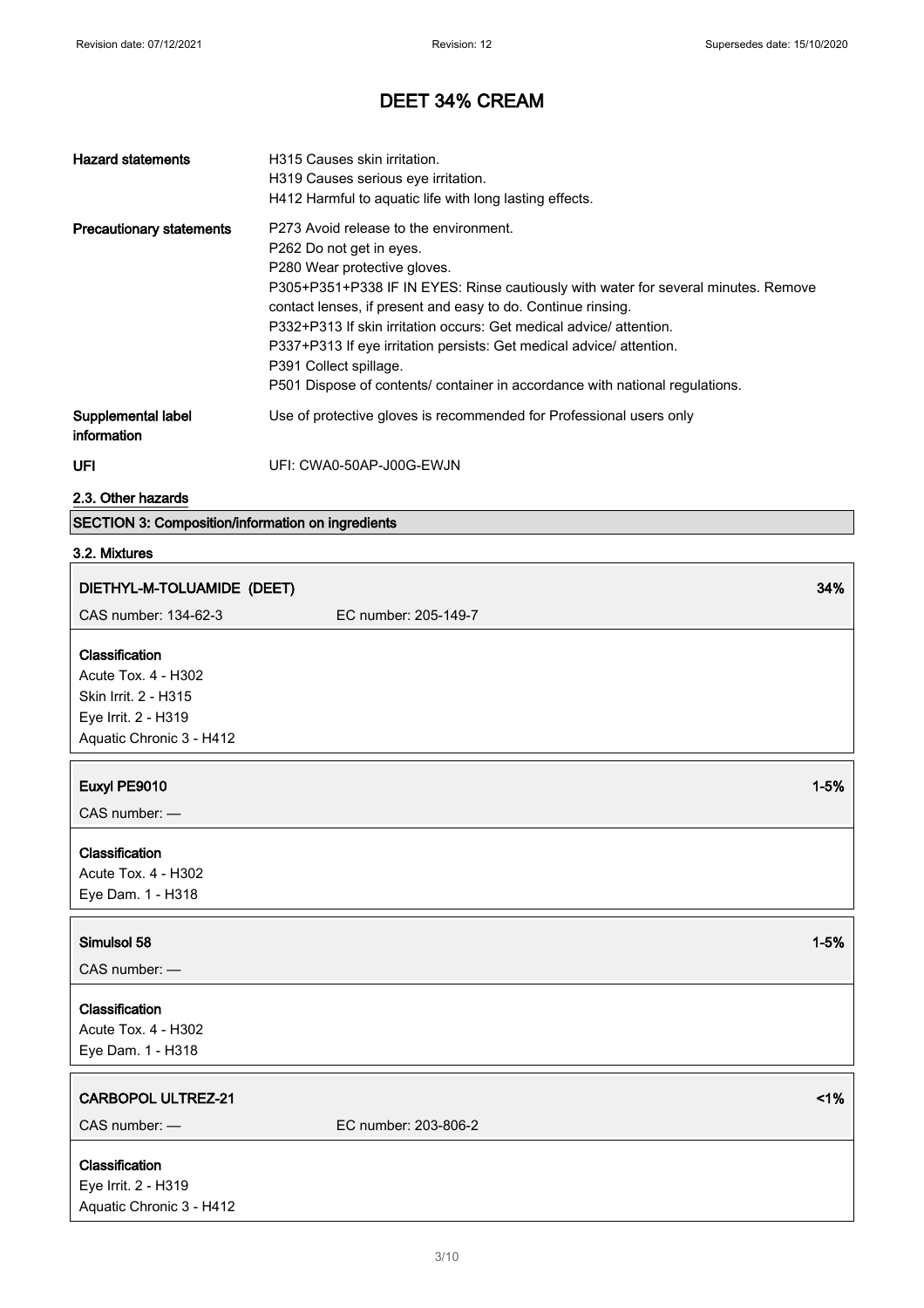# DEET 34% CREAM

**Hazard statements**

H315 Causes skin irritation.
H319 Causes serious eye irritation.
H412 Harmful to aquatic life with long lasting effects.

**Precautionary statements**

P273 Avoid release to the environment.
P262 Do not get in eyes.
P280 Wear protective gloves.
P305+P351+P338 IF IN EYES: Rinse cautiously with water for several minutes. Remove contact lenses, if present and easy to do. Continue rinsing.
P332+P313 If skin irritation occurs: Get medical advice/ attention.
P337+P313 If eye irritation persists: Get medical advice/ attention.
P391 Collect spillage.
P501 Dispose of contents/ container in accordance with national regulations.

**Supplemental label information**

Use of protective gloves is recommended for Professional users only

**UFI**

UFI: CWA0-50AP-J00G-EWJN

### 2.3. Other hazards

## SECTION 3: Composition/information on ingredients

### 3.2. Mixtures

**DIETHYL-M-TOLUAMIDE (DEET)** — 34%

CAS number: 134-62-3 EC number: 205-149-7

**Classification**
Acute Tox. 4 - H302
Skin Irrit. 2 - H315
Eye Irrit. 2 - H319
Aquatic Chronic 3 - H412

**Euxyl PE9010** — 1-5%

CAS number: —

**Classification**
Acute Tox. 4 - H302
Eye Dam. 1 - H318

**Simulsol 58** — 1-5%

CAS number: —

**Classification**
Acute Tox. 4 - H302
Eye Dam. 1 - H318

**CARBOPOL ULTREZ-21** — <1%

CAS number: — EC number: 203-806-2

**Classification**
Eye Irrit. 2 - H319
Aquatic Chronic 3 - H412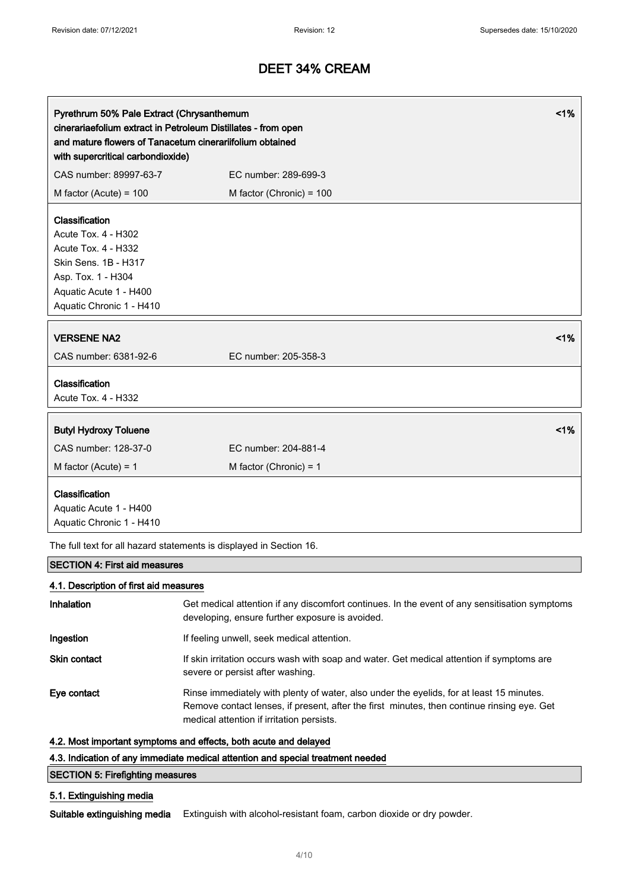| Pyrethrum 50% Pale Extract (Chrysanthemum cinerariaefolium extract in Petroleum Distillates - from open and mature flowers of Tanacetum cinerariifolium obtained with supercritical carbondioxide) | | <1% |
|---|---|---|
| CAS number: 89997-63-7 | EC number: 289-699-3 | |
| M factor (Acute) = 100 | M factor (Chronic) = 100 | |

**Classification**
Acute Tox. 4 - H302
Acute Tox. 4 - H332
Skin Sens. 1B - H317
Asp. Tox. 1 - H304
Aquatic Acute 1 - H400
Aquatic Chronic 1 - H410

| VERSENE NA2 | | <1% |
|---|---|---|
| CAS number: 6381-92-6 | EC number: 205-358-3 | |

**Classification**
Acute Tox. 4 - H332

| Butyl Hydroxy Toluene | | <1% |
|---|---|---|
| CAS number: 128-37-0 | EC number: 204-881-4 | |
| M factor (Acute) = 1 | M factor (Chronic) = 1 | |

**Classification**
Aquatic Acute 1 - H400
Aquatic Chronic 1 - H410

The full text for all hazard statements is displayed in Section 16.

## SECTION 4: First aid measures

### 4.1. Description of first aid measures

**Inhalation** Get medical attention if any discomfort continues. In the event of any sensitisation symptoms developing, ensure further exposure is avoided.

**Ingestion** If feeling unwell, seek medical attention.

**Skin contact** If skin irritation occurs wash with soap and water. Get medical attention if symptoms are severe or persist after washing.

**Eye contact** Rinse immediately with plenty of water, also under the eyelids, for at least 15 minutes. Remove contact lenses, if present, after the first minutes, then continue rinsing eye. Get medical attention if irritation persists.

### 4.2. Most important symptoms and effects, both acute and delayed

### 4.3. Indication of any immediate medical attention and special treatment needed

## SECTION 5: Firefighting measures

### 5.1. Extinguishing media

**Suitable extinguishing media** Extinguish with alcohol-resistant foam, carbon dioxide or dry powder.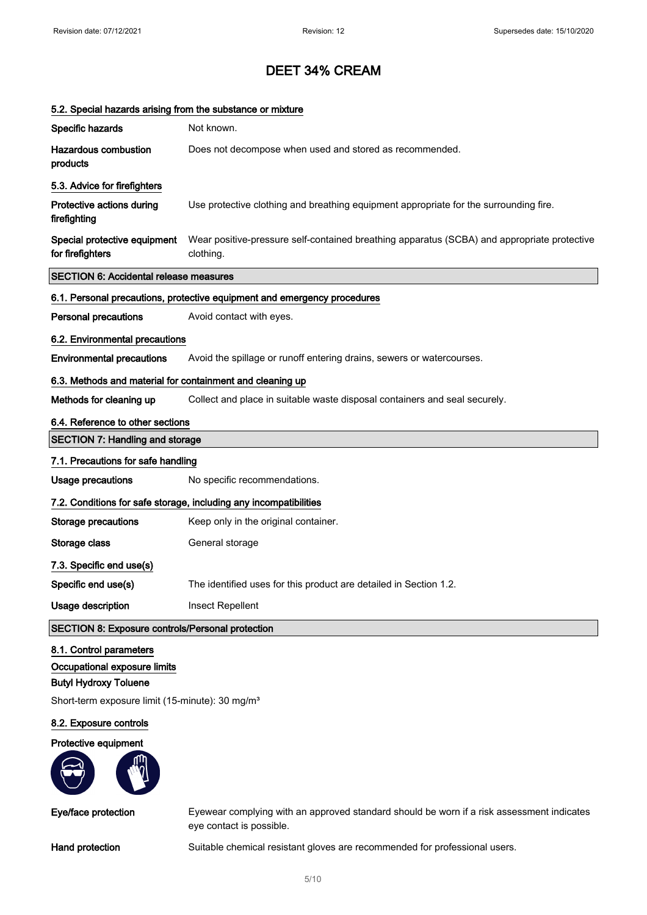# DEET 34% CREAM

### 5.2. Special hazards arising from the substance or mixture

**Specific hazards** Not known.

**Hazardous combustion products** Does not decompose when used and stored as recommended.

### 5.3. Advice for firefighters

**Protective actions during firefighting** Use protective clothing and breathing equipment appropriate for the surrounding fire.

**Special protective equipment for firefighters** Wear positive-pressure self-contained breathing apparatus (SCBA) and appropriate protective clothing.

## SECTION 6: Accidental release measures

### 6.1. Personal precautions, protective equipment and emergency procedures

**Personal precautions** Avoid contact with eyes.

### 6.2. Environmental precautions

**Environmental precautions** Avoid the spillage or runoff entering drains, sewers or watercourses.

### 6.3. Methods and material for containment and cleaning up

**Methods for cleaning up** Collect and place in suitable waste disposal containers and seal securely.

### 6.4. Reference to other sections

## SECTION 7: Handling and storage

### 7.1. Precautions for safe handling

**Usage precautions** No specific recommendations.

### 7.2. Conditions for safe storage, including any incompatibilities

**Storage precautions** Keep only in the original container.

**Storage class** General storage

### 7.3. Specific end use(s)

**Specific end use(s)** The identified uses for this product are detailed in Section 1.2.

**Usage description** Insect Repellent

## SECTION 8: Exposure controls/Personal protection

### 8.1. Control parameters

**Occupational exposure limits**

**Butyl Hydroxy Toluene**

Short-term exposure limit (15-minute): 30 mg/m³

### 8.2. Exposure controls

**Protective equipment**

**Eye/face protection** Eyewear complying with an approved standard should be worn if a risk assessment indicates eye contact is possible.

**Hand protection** Suitable chemical resistant gloves are recommended for professional users.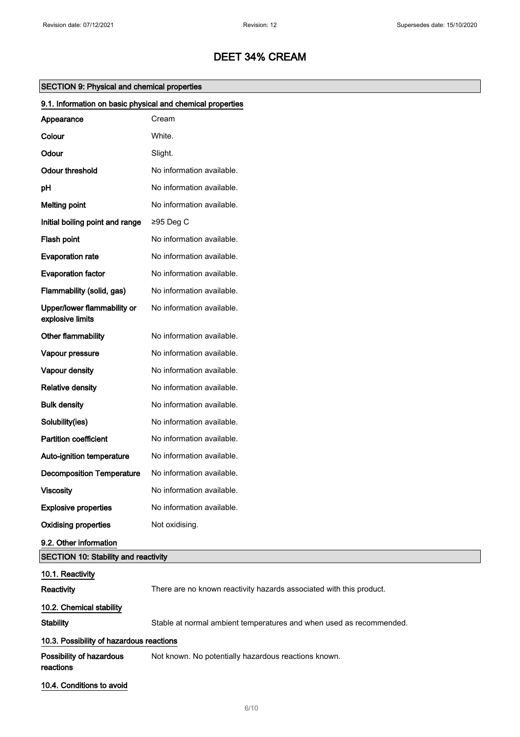# DEET 34% CREAM

## SECTION 9: Physical and chemical properties

### 9.1. Information on basic physical and chemical properties

| Property | Value |
|---|---|
| Appearance | Cream |
| Colour | White. |
| Odour | Slight. |
| Odour threshold | No information available. |
| pH | No information available. |
| Melting point | No information available. |
| Initial boiling point and range | ≥95 Deg C |
| Flash point | No information available. |
| Evaporation rate | No information available. |
| Evaporation factor | No information available. |
| Flammability (solid, gas) | No information available. |
| Upper/lower flammability or explosive limits | No information available. |
| Other flammability | No information available. |
| Vapour pressure | No information available. |
| Vapour density | No information available. |
| Relative density | No information available. |
| Bulk density | No information available. |
| Solubility(ies) | No information available. |
| Partition coefficient | No information available. |
| Auto-ignition temperature | No information available. |
| Decomposition Temperature | No information available. |
| Viscosity | No information available. |
| Explosive properties | No information available. |
| Oxidising properties | Not oxidising. |

### 9.2. Other information

## SECTION 10: Stability and reactivity

### 10.1. Reactivity

**Reactivity** There are no known reactivity hazards associated with this product.

### 10.2. Chemical stability

**Stability** Stable at normal ambient temperatures and when used as recommended.

### 10.3. Possibility of hazardous reactions

**Possibility of hazardous reactions** Not known. No potentially hazardous reactions known.

### 10.4. Conditions to avoid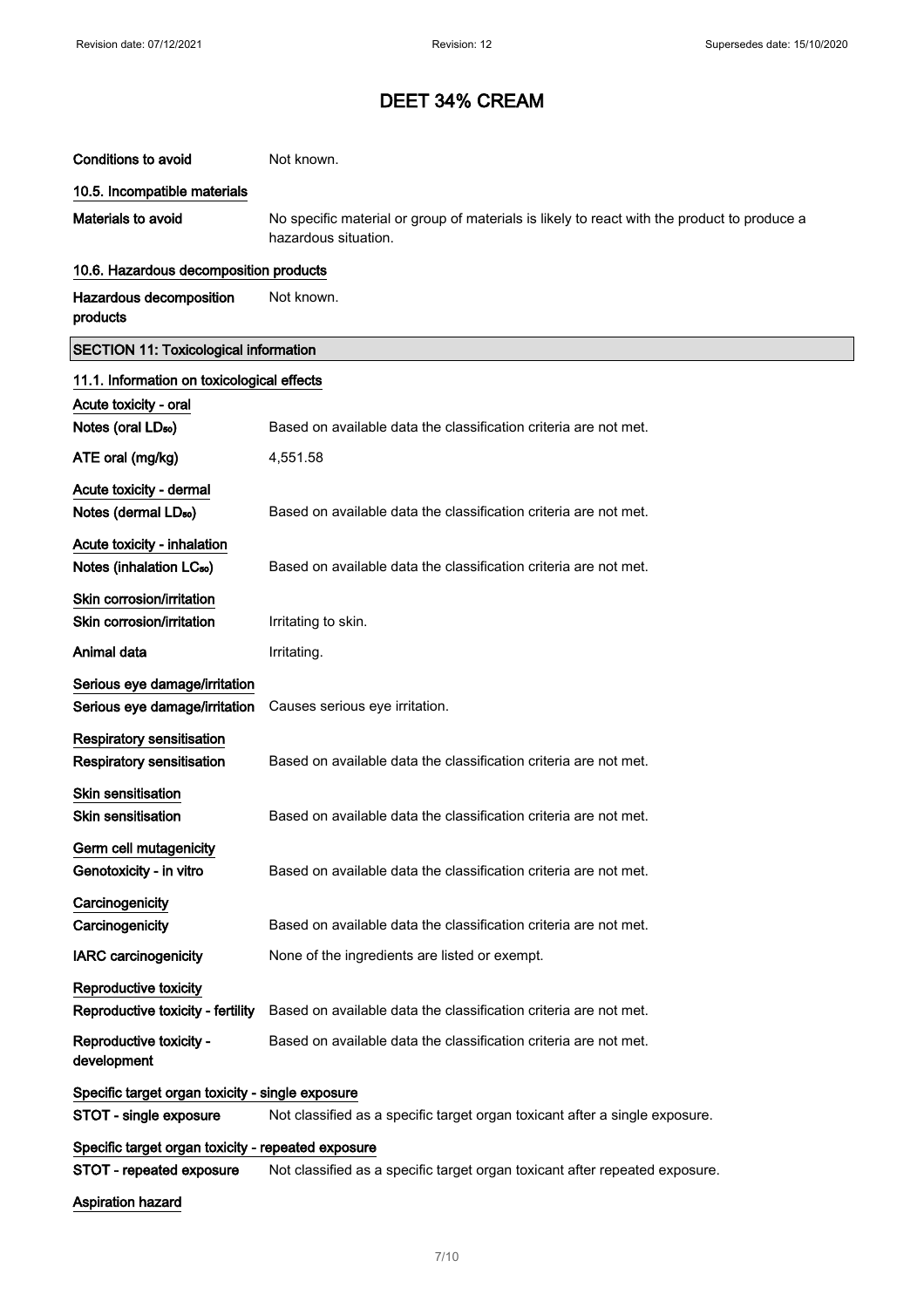# DEET 34% CREAM

**Conditions to avoid** Not known.

## 10.5. Incompatible materials

**Materials to avoid** No specific material or group of materials is likely to react with the product to produce a hazardous situation.

## 10.6. Hazardous decomposition products

**Hazardous decomposition products** Not known.

## SECTION 11: Toxicological information

### 11.1. Information on toxicological effects

**Acute toxicity - oral**

| | |
|---|---|
| **Notes (oral $LD_{50}$)** | Based on available data the classification criteria are not met. |
| **ATE oral (mg/kg)** | 4,551.58 |

**Acute toxicity - dermal**

| | |
|---|---|
| **Notes (dermal $LD_{50}$)** | Based on available data the classification criteria are not met. |

**Acute toxicity - inhalation**

| | |
|---|---|
| **Notes (inhalation $LC_{50}$)** | Based on available data the classification criteria are not met. |

**Skin corrosion/irritation**

| | |
|---|---|
| **Skin corrosion/irritation** | Irritating to skin. |
| **Animal data** | Irritating. |

**Serious eye damage/irritation**

| | |
|---|---|
| **Serious eye damage/irritation** | Causes serious eye irritation. |

**Respiratory sensitisation**

| | |
|---|---|
| **Respiratory sensitisation** | Based on available data the classification criteria are not met. |

**Skin sensitisation**

| | |
|---|---|
| **Skin sensitisation** | Based on available data the classification criteria are not met. |

**Germ cell mutagenicity**

| | |
|---|---|
| **Genotoxicity - in vitro** | Based on available data the classification criteria are not met. |

**Carcinogenicity**

| | |
|---|---|
| **Carcinogenicity** | Based on available data the classification criteria are not met. |
| **IARC carcinogenicity** | None of the ingredients are listed or exempt. |

**Reproductive toxicity**

| | |
|---|---|
| **Reproductive toxicity - fertility** | Based on available data the classification criteria are not met. |
| **Reproductive toxicity - development** | Based on available data the classification criteria are not met. |

**Specific target organ toxicity - single exposure**

| | |
|---|---|
| **STOT - single exposure** | Not classified as a specific target organ toxicant after a single exposure. |

**Specific target organ toxicity - repeated exposure**

| | |
|---|---|
| **STOT - repeated exposure** | Not classified as a specific target organ toxicant after repeated exposure. |

**Aspiration hazard**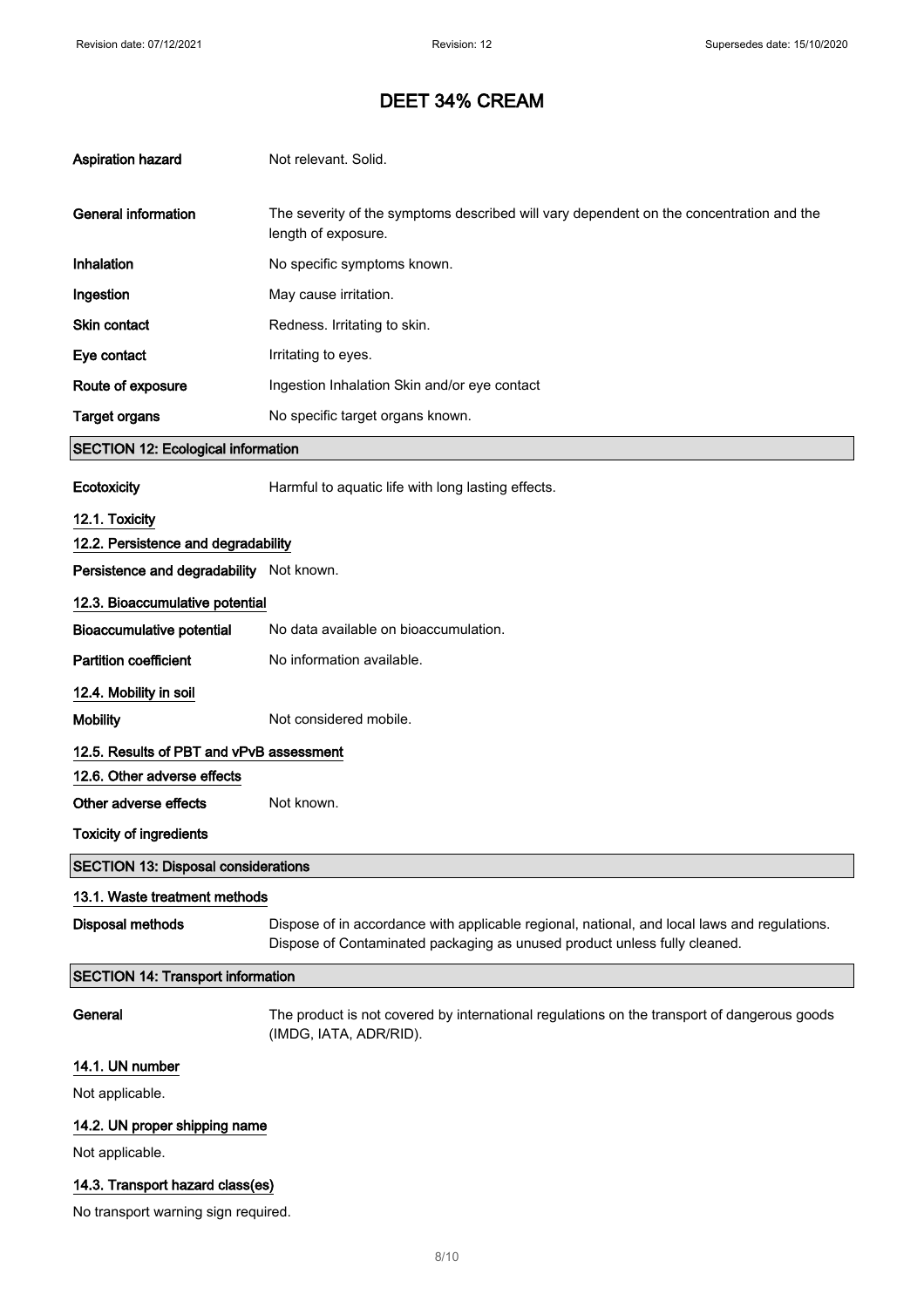# DEET 34% CREAM

| | |
|---|---|
| **Aspiration hazard** | Not relevant. Solid. |
| **General information** | The severity of the symptoms described will vary dependent on the concentration and the length of exposure. |
| **Inhalation** | No specific symptoms known. |
| **Ingestion** | May cause irritation. |
| **Skin contact** | Redness. Irritating to skin. |
| **Eye contact** | Irritating to eyes. |
| **Route of exposure** | Ingestion Inhalation Skin and/or eye contact |
| **Target organs** | No specific target organs known. |

## SECTION 12: Ecological information

**Ecotoxicity** Harmful to aquatic life with long lasting effects.

### 12.1. Toxicity

### 12.2. Persistence and degradability

**Persistence and degradability** Not known.

### 12.3. Bioaccumulative potential

**Bioaccumulative potential** No data available on bioaccumulation.

**Partition coefficient** No information available.

### 12.4. Mobility in soil

**Mobility** Not considered mobile.

### 12.5. Results of PBT and vPvB assessment

### 12.6. Other adverse effects

**Other adverse effects** Not known.

**Toxicity of ingredients**

## SECTION 13: Disposal considerations

### 13.1. Waste treatment methods

**Disposal methods** Dispose of in accordance with applicable regional, national, and local laws and regulations. Dispose of Contaminated packaging as unused product unless fully cleaned.

## SECTION 14: Transport information

**General** The product is not covered by international regulations on the transport of dangerous goods (IMDG, IATA, ADR/RID).

### 14.1. UN number

Not applicable.

### 14.2. UN proper shipping name

Not applicable.

### 14.3. Transport hazard class(es)

No transport warning sign required.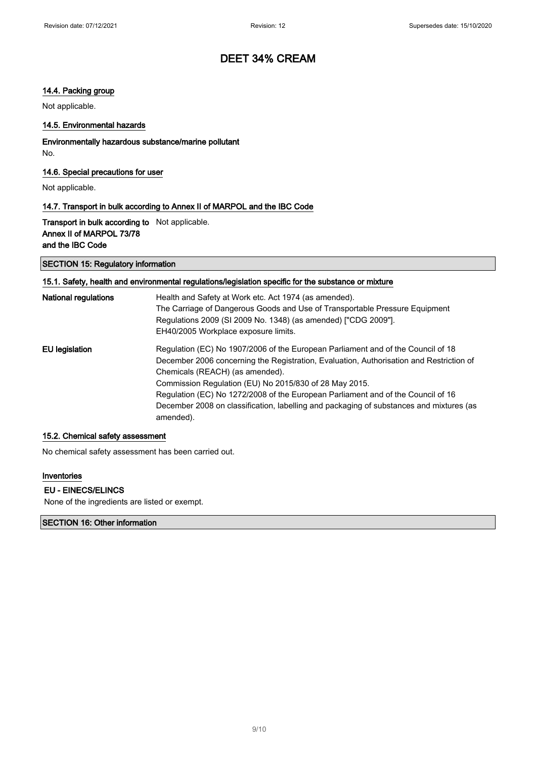# DEET 34% CREAM

### 14.4. Packing group

Not applicable.

### 14.5. Environmental hazards

**Environmentally hazardous substance/marine pollutant**

No.

### 14.6. Special precautions for user

Not applicable.

### 14.7. Transport in bulk according to Annex II of MARPOL and the IBC Code

| | |
|---|---|
| **Transport in bulk according to Annex II of MARPOL 73/78 and the IBC Code** | Not applicable. |

## SECTION 15: Regulatory information

### 15.1. Safety, health and environmental regulations/legislation specific for the substance or mixture

| | |
|---|---|
| **National regulations** | Health and Safety at Work etc. Act 1974 (as amended). The Carriage of Dangerous Goods and Use of Transportable Pressure Equipment Regulations 2009 (SI 2009 No. 1348) (as amended) ["CDG 2009"]. EH40/2005 Workplace exposure limits. |
| **EU legislation** | Regulation (EC) No 1907/2006 of the European Parliament and of the Council of 18 December 2006 concerning the Registration, Evaluation, Authorisation and Restriction of Chemicals (REACH) (as amended). Commission Regulation (EU) No 2015/830 of 28 May 2015. Regulation (EC) No 1272/2008 of the European Parliament and of the Council of 16 December 2008 on classification, labelling and packaging of substances and mixtures (as amended). |

### 15.2. Chemical safety assessment

No chemical safety assessment has been carried out.

### Inventories

**EU - EINECS/ELINCS**

None of the ingredients are listed or exempt.

## SECTION 16: Other information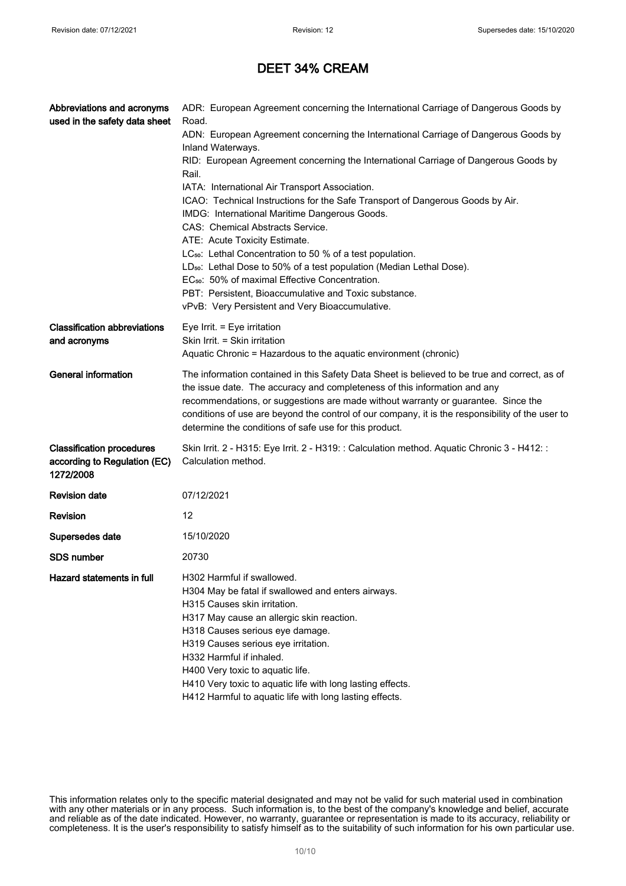# DEET 34% CREAM

| | |
|---|---|
| **Abbreviations and acronyms used in the safety data sheet** | ADR: European Agreement concerning the International Carriage of Dangerous Goods by Road.<br>ADN: European Agreement concerning the International Carriage of Dangerous Goods by Inland Waterways.<br>RID: European Agreement concerning the International Carriage of Dangerous Goods by Rail.<br>IATA: International Air Transport Association.<br>ICAO: Technical Instructions for the Safe Transport of Dangerous Goods by Air.<br>IMDG: International Maritime Dangerous Goods.<br>CAS: Chemical Abstracts Service.<br>ATE: Acute Toxicity Estimate.<br>$LC_{50}$: Lethal Concentration to 50 % of a test population.<br>$LD_{50}$: Lethal Dose to 50% of a test population (Median Lethal Dose).<br>$EC_{50}$: 50% of maximal Effective Concentration.<br>PBT: Persistent, Bioaccumulative and Toxic substance.<br>vPvB: Very Persistent and Very Bioaccumulative. |
| **Classification abbreviations and acronyms** | Eye Irrit. = Eye irritation<br>Skin Irrit. = Skin irritation<br>Aquatic Chronic = Hazardous to the aquatic environment (chronic) |
| **General information** | The information contained in this Safety Data Sheet is believed to be true and correct, as of the issue date. The accuracy and completeness of this information and any recommendations, or suggestions are made without warranty or guarantee. Since the conditions of use are beyond the control of our company, it is the responsibility of the user to determine the conditions of safe use for this product. |
| **Classification procedures according to Regulation (EC) 1272/2008** | Skin Irrit. 2 - H315: Eye Irrit. 2 - H319: : Calculation method. Aquatic Chronic 3 - H412: : Calculation method. |
| **Revision date** | 07/12/2021 |
| **Revision** | 12 |
| **Supersedes date** | 15/10/2020 |
| **SDS number** | 20730 |
| **Hazard statements in full** | H302 Harmful if swallowed.<br>H304 May be fatal if swallowed and enters airways.<br>H315 Causes skin irritation.<br>H317 May cause an allergic skin reaction.<br>H318 Causes serious eye damage.<br>H319 Causes serious eye irritation.<br>H332 Harmful if inhaled.<br>H400 Very toxic to aquatic life.<br>H410 Very toxic to aquatic life with long lasting effects.<br>H412 Harmful to aquatic life with long lasting effects. |

This information relates only to the specific material designated and may not be valid for such material used in combination with any other materials or in any process. Such information is, to the best of the company's knowledge and belief, accurate and reliable as of the date indicated. However, no warranty, guarantee or representation is made to its accuracy, reliability or completeness. It is the user's responsibility to satisfy himself as to the suitability of such information for his own particular use.